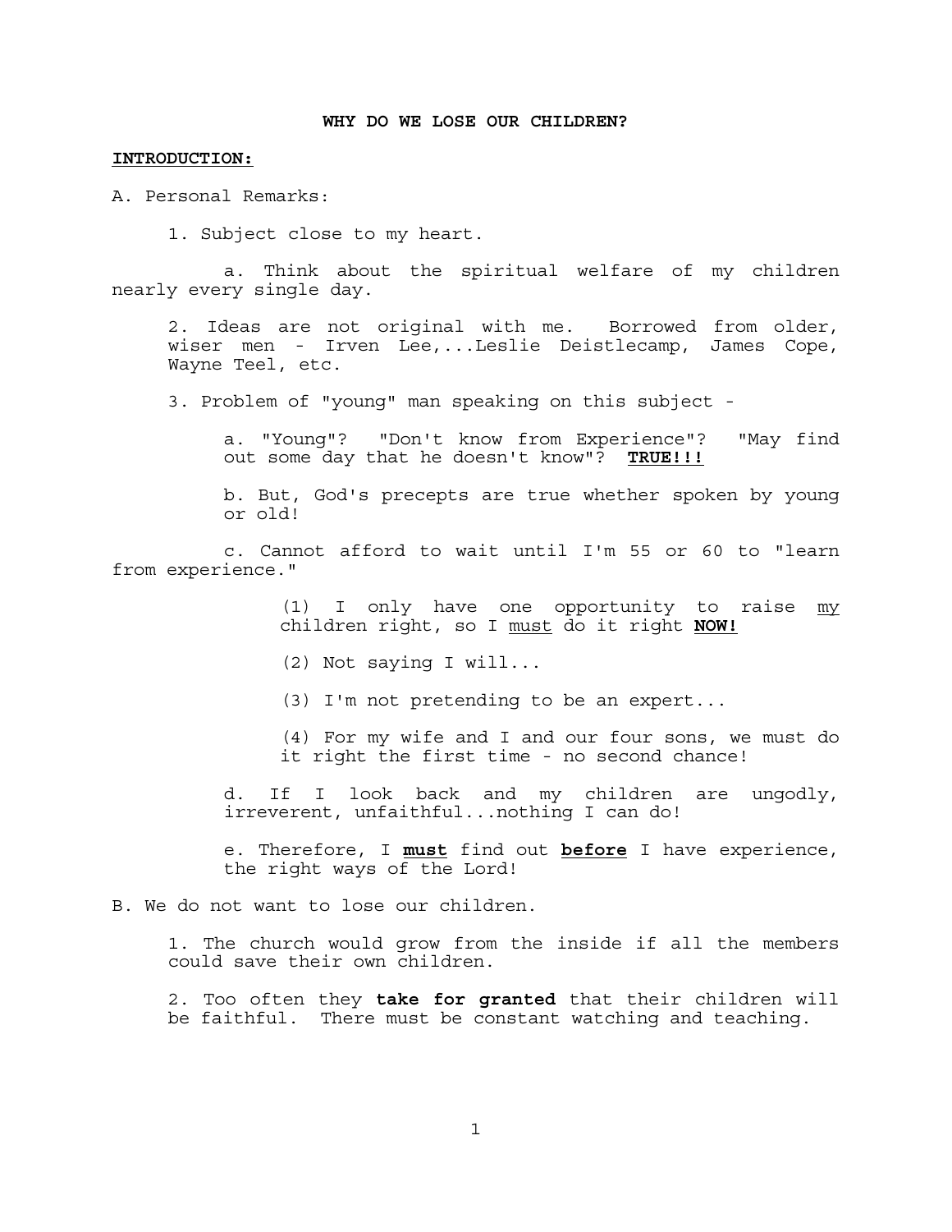# WHY DO WE LOSE OUR CHILDREN?

**<u>INTRODUCTION:</u>**

A. Personal Remarks:

1. Subject close to my heart.

   a. Think about the spiritual welfare of my children nearly every single day.

2. Ideas are not original with me. Borrowed from older, wiser men - Irven Lee,...Leslie Deistlecamp, James Cope, Wayne Teel, etc.

3. Problem of "young" man speaking on this subject -

   a. "Young"? "Don't know from Experience"? "May find out some day that he doesn't know"? **<u>TRUE!!!</u>**

   b. But, God's precepts are true whether spoken by young or old!

   c. Cannot afford to wait until I'm 55 or 60 to "learn from experience."

      (1) I only have one opportunity to raise <u>my</u> children right, so I <u>must</u> do it right **<u>NOW!</u>**

      (2) Not saying I will...

      (3) I'm not pretending to be an expert...

      (4) For my wife and I and our four sons, we must do it right the first time - no second chance!

   d. If I look back and my children are ungodly, irreverent, unfaithful...nothing I can do!

   e. Therefore, I **<u>must</u>** find out **<u>before</u>** I have experience, the right ways of the Lord!

B. We do not want to lose our children.

1. The church would grow from the inside if all the members could save their own children.

2. Too often they **take for granted** that their children will be faithful. There must be constant watching and teaching.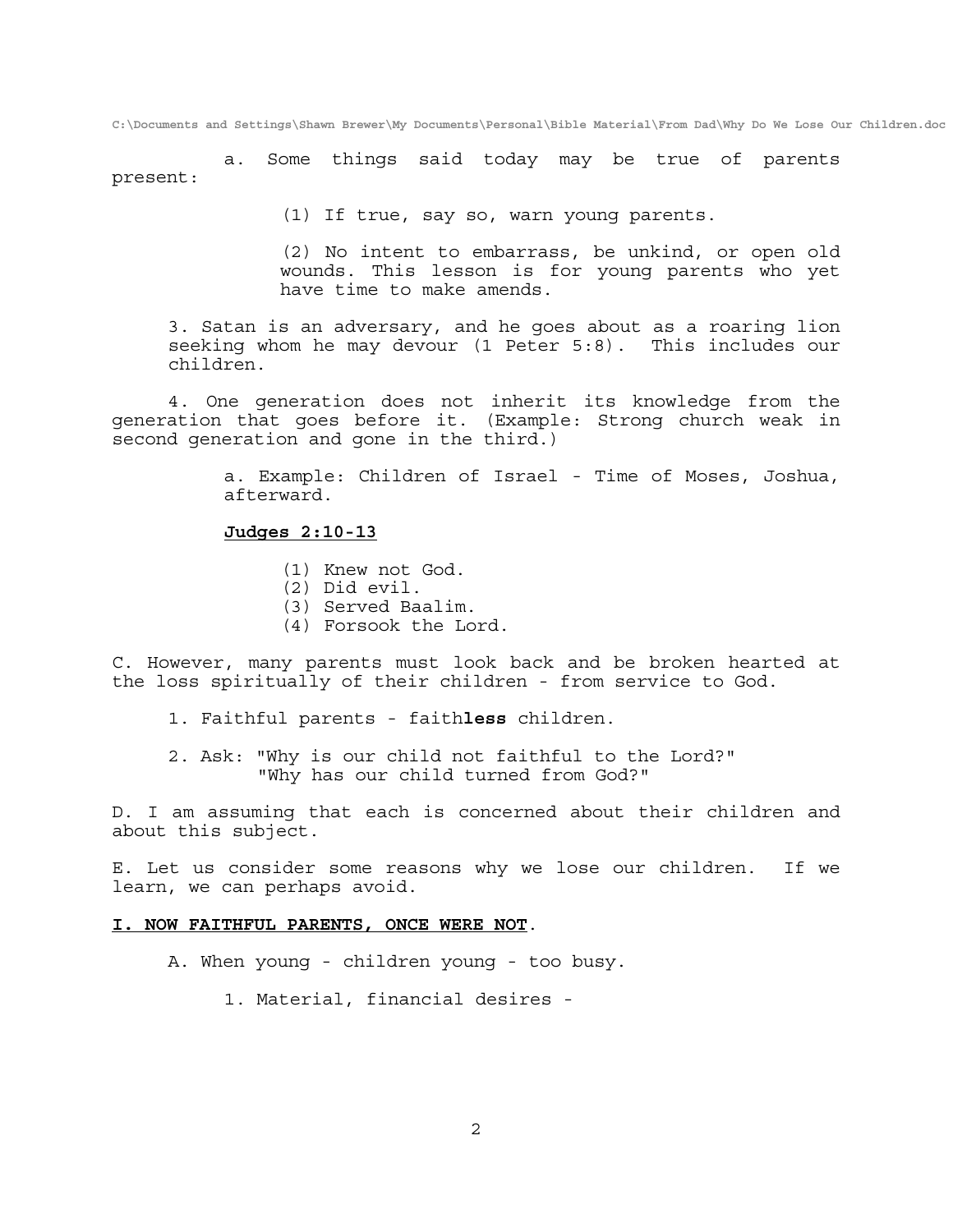a. Some things said today may be true of parents present:

(1) If true, say so, warn young parents.

(2) No intent to embarrass, be unkind, or open old wounds. This lesson is for young parents who yet have time to make amends.

3. Satan is an adversary, and he goes about as a roaring lion seeking whom he may devour (1 Peter 5:8). This includes our children.

4. One generation does not inherit its knowledge from the generation that goes before it. (Example: Strong church weak in second generation and gone in the third.)

a. Example: Children of Israel - Time of Moses, Joshua, afterward.

**<u>Judges 2:10-13</u>**

(1) Knew not God.
(2) Did evil.
(3) Served Baalim.
(4) Forsook the Lord.

C. However, many parents must look back and be broken hearted at the loss spiritually of their children - from service to God.

1. Faithful parents - faith**less** children.

2. Ask: "Why is our child not faithful to the Lord?"
"Why has our child turned from God?"

D. I am assuming that each is concerned about their children and about this subject.

E. Let us consider some reasons why we lose our children. If we learn, we can perhaps avoid.

**<u>I. NOW FAITHFUL PARENTS, ONCE WERE NOT</u>**.

A. When young - children young - too busy.

1. Material, financial desires -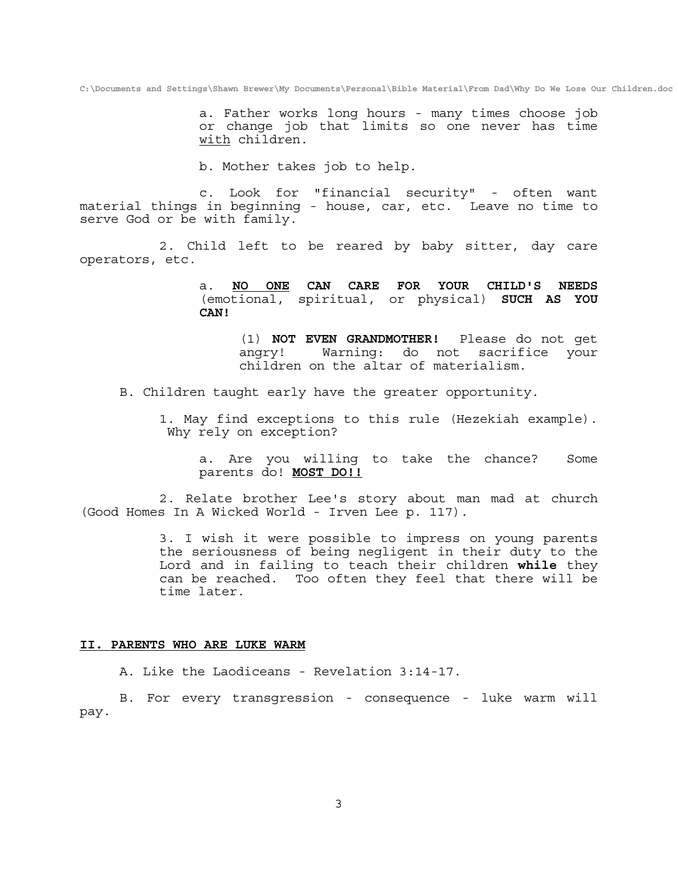a. Father works long hours - many times choose job or change job that limits so one never has time <u>with</u> children.

b. Mother takes job to help.

c. Look for "financial security" - often want material things in beginning - house, car, etc. Leave no time to serve God or be with family.

2. Child left to be reared by baby sitter, day care operators, etc.

a. **<u>NO ONE</u> CAN CARE FOR YOUR CHILD'S NEEDS** (emotional, spiritual, or physical) **SUCH AS YOU CAN!**

(1) **NOT EVEN GRANDMOTHER!** Please do not get angry! Warning: do not sacrifice your children on the altar of materialism.

B. Children taught early have the greater opportunity.

1. May find exceptions to this rule (Hezekiah example). Why rely on exception?

a. Are you willing to take the chance? Some parents do! **<u>MOST DO!!</u>**

2. Relate brother Lee's story about man mad at church (Good Homes In A Wicked World - Irven Lee p. 117).

3. I wish it were possible to impress on young parents the seriousness of being negligent in their duty to the Lord and in failing to teach their children **while** they can be reached. Too often they feel that there will be time later.

## <u>II. PARENTS WHO ARE LUKE WARM</u>

A. Like the Laodiceans - Revelation 3:14-17.

B. For every transgression - consequence - luke warm will pay.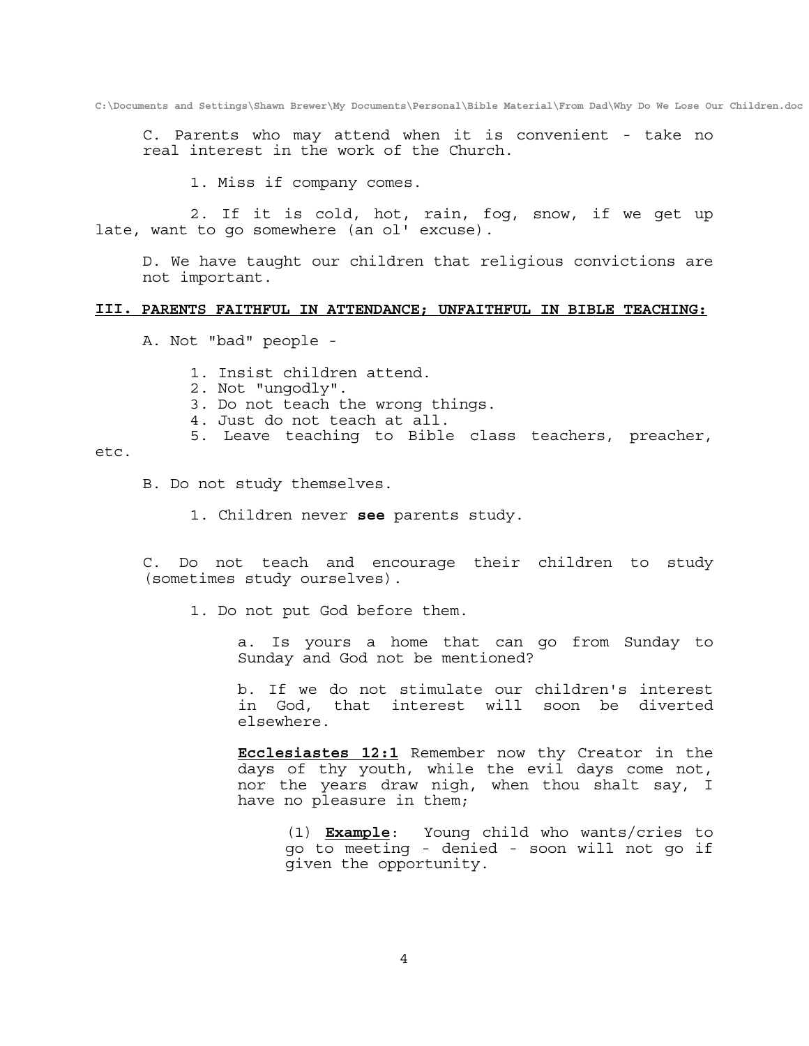C. Parents who may attend when it is convenient - take no real interest in the work of the Church.

1. Miss if company comes.

2. If it is cold, hot, rain, fog, snow, if we get up late, want to go somewhere (an ol' excuse).

D. We have taught our children that religious convictions are not important.

## III. PARENTS FAITHFUL IN ATTENDANCE; UNFAITHFUL IN BIBLE TEACHING:

A. Not "bad" people -

1. Insist children attend.
2. Not "ungodly".
3. Do not teach the wrong things.
4. Just do not teach at all.
5. Leave teaching to Bible class teachers, preacher, etc.

B. Do not study themselves.

1. Children never **see** parents study.

C. Do not teach and encourage their children to study (sometimes study ourselves).

1. Do not put God before them.

a. Is yours a home that can go from Sunday to Sunday and God not be mentioned?

b. If we do not stimulate our children's interest in God, that interest will soon be diverted elsewhere.

**Ecclesiastes 12:1** Remember now thy Creator in the days of thy youth, while the evil days come not, nor the years draw nigh, when thou shalt say, I have no pleasure in them;

(1) **Example**: Young child who wants/cries to go to meeting - denied - soon will not go if given the opportunity.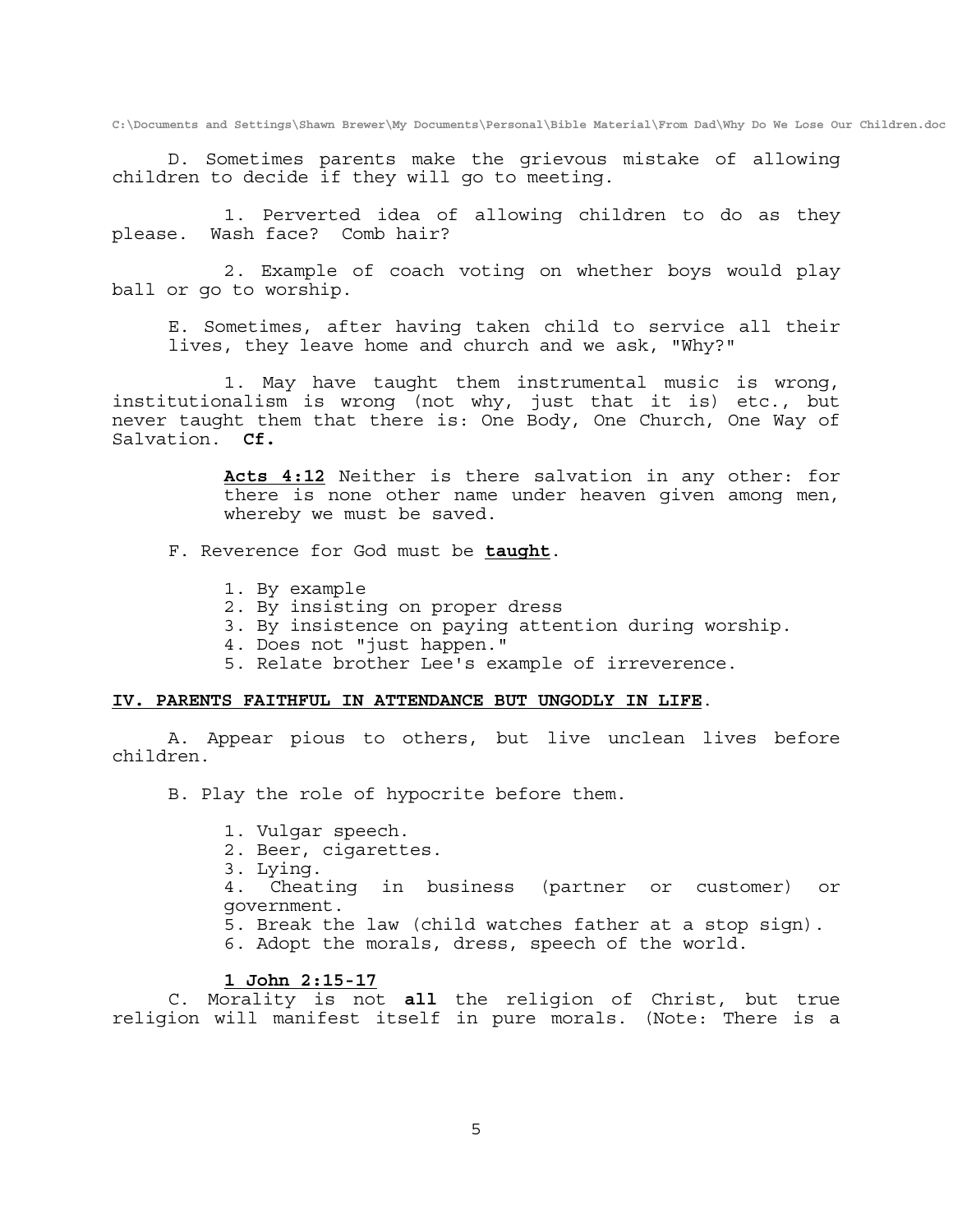D. Sometimes parents make the grievous mistake of allowing children to decide if they will go to meeting.

1. Perverted idea of allowing children to do as they please. Wash face? Comb hair?

2. Example of coach voting on whether boys would play ball or go to worship.

E. Sometimes, after having taken child to service all their lives, they leave home and church and we ask, "Why?"

1. May have taught them instrumental music is wrong, institutionalism is wrong (not why, just that it is) etc., but never taught them that there is: One Body, One Church, One Way of Salvation. **Cf.**

> **<u>Acts 4:12</u>** Neither is there salvation in any other: for there is none other name under heaven given among men, whereby we must be saved.

F. Reverence for God must be **<u>taught</u>**.

1. By example
2. By insisting on proper dress
3. By insistence on paying attention during worship.
4. Does not "just happen."
5. Relate brother Lee's example of irreverence.

**<u>IV. PARENTS FAITHFUL IN ATTENDANCE BUT UNGODLY IN LIFE</u>**.

A. Appear pious to others, but live unclean lives before children.

B. Play the role of hypocrite before them.

1. Vulgar speech.
2. Beer, cigarettes.
3. Lying.
4. Cheating in business (partner or customer) or government.
5. Break the law (child watches father at a stop sign).
6. Adopt the morals, dress, speech of the world.

**<u>1 John 2:15-17</u>**

C. Morality is not **all** the religion of Christ, but true religion will manifest itself in pure morals. (Note: There is a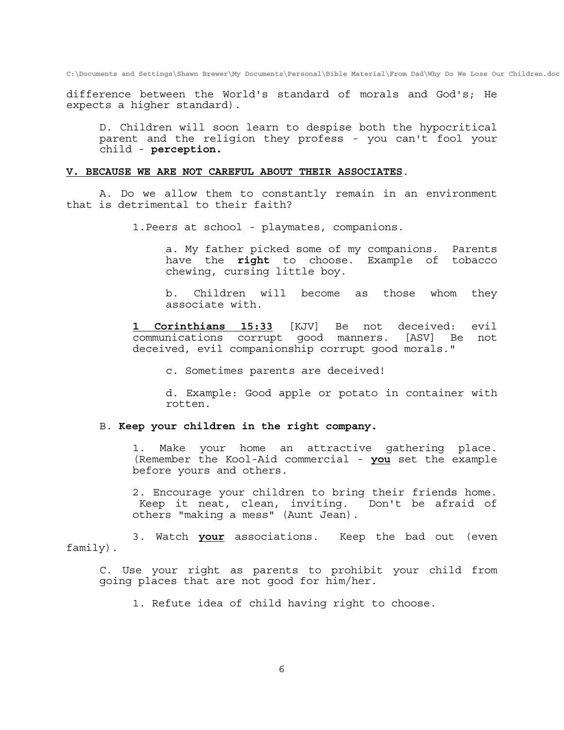difference between the World's standard of morals and God's; He expects a higher standard).

D. Children will soon learn to despise both the hypocritical parent and the religion they profess - you can't fool your child - **perception.**

## <u>V. BECAUSE WE ARE NOT CAREFUL ABOUT THEIR ASSOCIATES</u>.

A. Do we allow them to constantly remain in an environment that is detrimental to their faith?

1. Peers at school - playmates, companions.

a. My father picked some of my companions. Parents have the **right** to choose. Example of tobacco chewing, cursing little boy.

b. Children will become as those whom they associate with.

**<u>1 Corinthians 15:33</u>** [KJV] Be not deceived: evil communications corrupt good manners. [ASV] Be not deceived, evil companionship corrupt good morals."

c. Sometimes parents are deceived!

d. Example: Good apple or potato in container with rotten.

B. **Keep your children in the right company.**

1. Make your home an attractive gathering place. (Remember the Kool-Aid commercial - **<u>you</u>** set the example before yours and others.

2. Encourage your children to bring their friends home. Keep it neat, clean, inviting. Don't be afraid of others "making a mess" (Aunt Jean).

3. Watch **<u>your</u>** associations. Keep the bad out (even family).

C. Use your right as parents to prohibit your child from going places that are not good for him/her.

1. Refute idea of child having right to choose.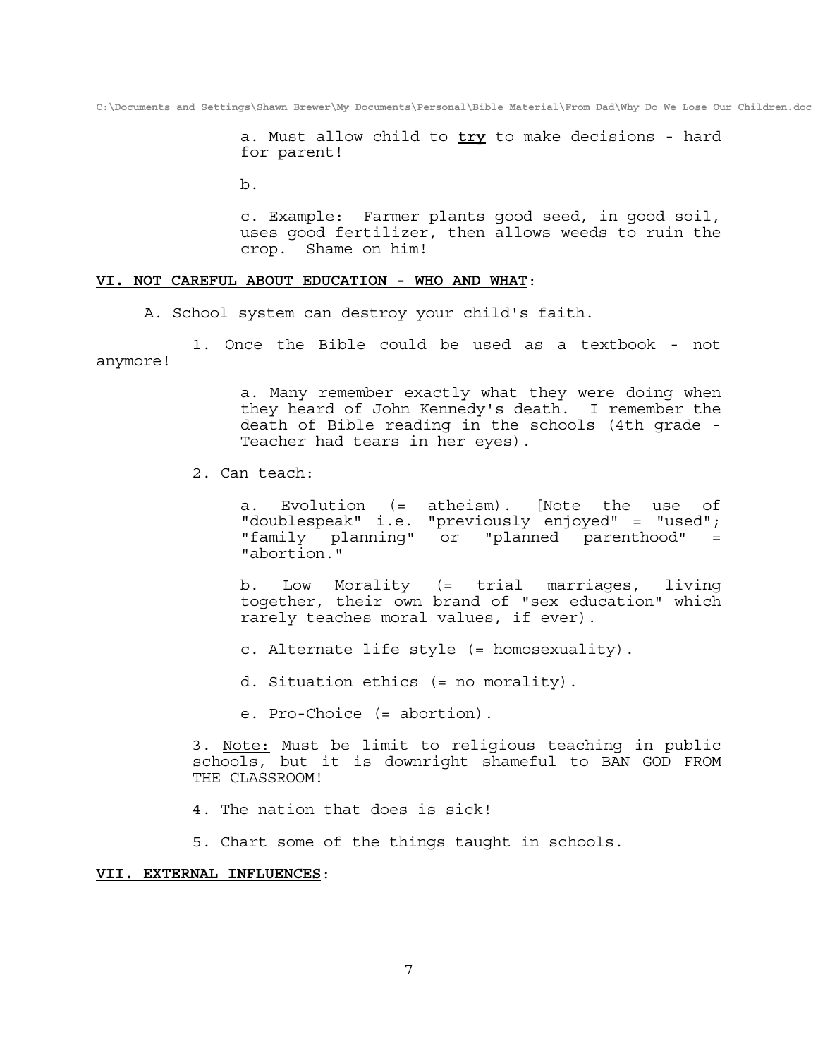a. Must allow child to **<u>try</u>** to make decisions - hard for parent!

b.

c. Example: Farmer plants good seed, in good soil, uses good fertilizer, then allows weeds to ruin the crop. Shame on him!

## <u>VI. NOT CAREFUL ABOUT EDUCATION - WHO AND WHAT</u>:

A. School system can destroy your child's faith.

1. Once the Bible could be used as a textbook - not anymore!

a. Many remember exactly what they were doing when they heard of John Kennedy's death. I remember the death of Bible reading in the schools (4th grade - Teacher had tears in her eyes).

2. Can teach:

a. Evolution (= atheism). [Note the use of "doublespeak" i.e. "previously enjoyed" = "used"; "family planning" or "planned parenthood" = "abortion."

b. Low Morality (= trial marriages, living together, their own brand of "sex education" which rarely teaches moral values, if ever).

c. Alternate life style (= homosexuality).

d. Situation ethics (= no morality).

e. Pro-Choice (= abortion).

3. <u>Note:</u> Must be limit to religious teaching in public schools, but it is downright shameful to BAN GOD FROM THE CLASSROOM!

4. The nation that does is sick!

5. Chart some of the things taught in schools.

## <u>VII. EXTERNAL INFLUENCES</u>: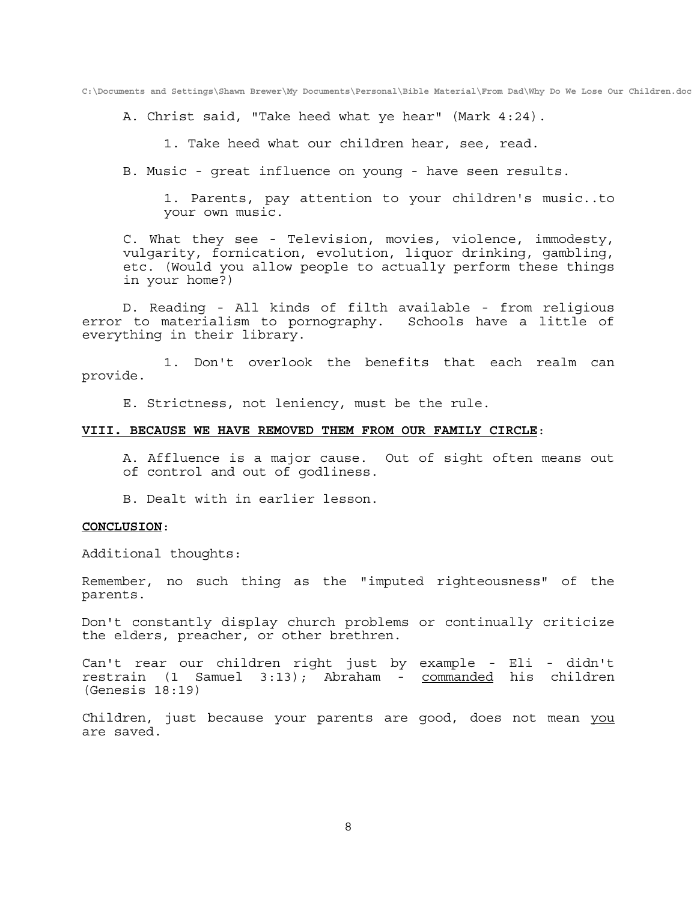A. Christ said, "Take heed what ye hear" (Mark 4:24).

1. Take heed what our children hear, see, read.

B. Music - great influence on young - have seen results.

1. Parents, pay attention to your children's music..to your own music.

C. What they see - Television, movies, violence, immodesty, vulgarity, fornication, evolution, liquor drinking, gambling, etc. (Would you allow people to actually perform these things in your home?)

D. Reading - All kinds of filth available - from religious error to materialism to pornography. Schools have a little of everything in their library.

1. Don't overlook the benefits that each realm can provide.

E. Strictness, not leniency, must be the rule.

**VIII. BECAUSE WE HAVE REMOVED THEM FROM OUR FAMILY CIRCLE**:

A. Affluence is a major cause. Out of sight often means out of control and out of godliness.

B. Dealt with in earlier lesson.

**CONCLUSION**:

Additional thoughts:

Remember, no such thing as the "imputed righteousness" of the parents.

Don't constantly display church problems or continually criticize the elders, preacher, or other brethren.

Can't rear our children right just by example - Eli - didn't restrain (1 Samuel 3:13); Abraham - commanded his children (Genesis 18:19)

Children, just because your parents are good, does not mean you are saved.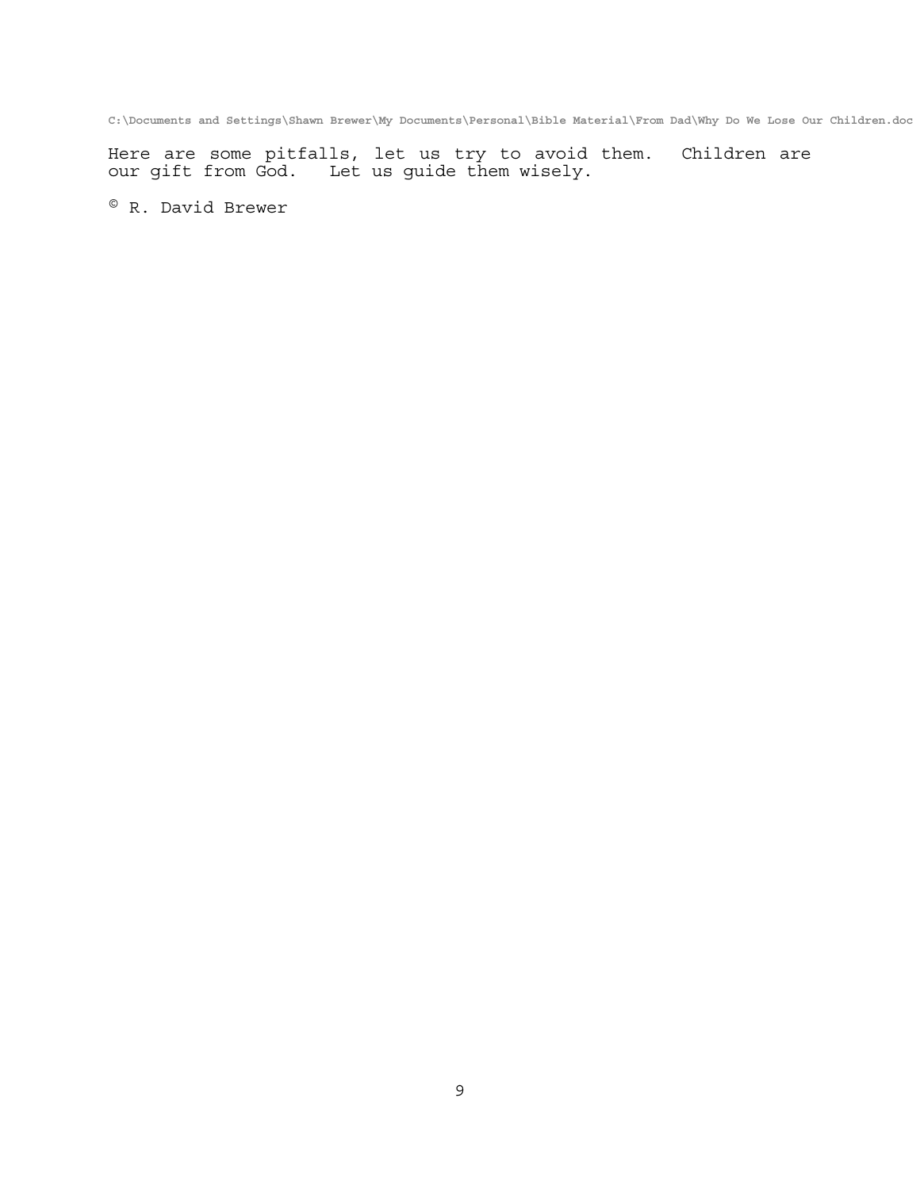Here are some pitfalls, let us try to avoid them. Children are our gift from God. Let us guide them wisely.

© R. David Brewer